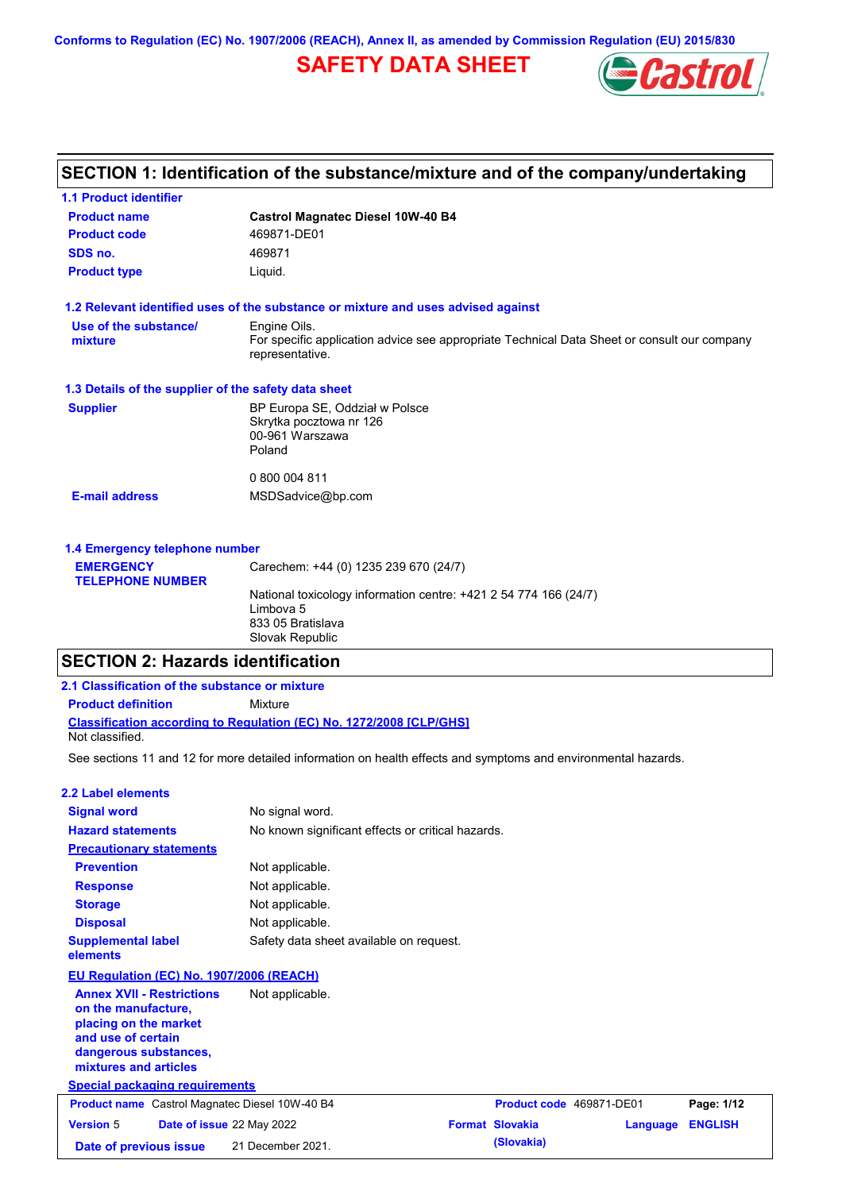Conforms to Regulation (EC) No. 1907/2006 (REACH), Annex II, as amended by Commission Regulation (EU) 2015/830

# SAFETY DATA SHEET

## SECTION 1: Identification of the substance/mixture and of the company/undertaking

### 1.1 Product identifier

| | |
|---|---|
| **Product name** | **Castrol Magnatec Diesel 10W-40 B4** |
| **Product code** | 469871-DE01 |
| **SDS no.** | 469871 |
| **Product type** | Liquid. |

### 1.2 Relevant identified uses of the substance or mixture and uses advised against

| | |
|---|---|
| **Use of the substance/ mixture** | Engine Oils. For specific application advice see appropriate Technical Data Sheet or consult our company representative. |

### 1.3 Details of the supplier of the safety data sheet

| | |
|---|---|
| **Supplier** | BP Europa SE, Oddział w Polsce<br>Skrytka pocztowa nr 126<br>00-961 Warszawa<br>Poland<br><br>0 800 004 811 |
| **E-mail address** | MSDSadvice@bp.com |

### 1.4 Emergency telephone number

| | |
|---|---|
| **EMERGENCY TELEPHONE NUMBER** | Carechem: +44 (0) 1235 239 670 (24/7)<br><br>National toxicology information centre: +421 2 54 774 166 (24/7)<br>Limbova 5<br>833 05 Bratislava<br>Slovak Republic |

## SECTION 2: Hazards identification

### 2.1 Classification of the substance or mixture

**Product definition** Mixture

**Classification according to Regulation (EC) No. 1272/2008 [CLP/GHS]**

Not classified.

See sections 11 and 12 for more detailed information on health effects and symptoms and environmental hazards.

### 2.2 Label elements

| | |
|---|---|
| **Signal word** | No signal word. |
| **Hazard statements** | No known significant effects or critical hazards. |
| **Precautionary statements** | |
| **Prevention** | Not applicable. |
| **Response** | Not applicable. |
| **Storage** | Not applicable. |
| **Disposal** | Not applicable. |
| **Supplemental label elements** | Safety data sheet available on request. |

**EU Regulation (EC) No. 1907/2006 (REACH)**

| | |
|---|---|
| **Annex XVII - Restrictions on the manufacture, placing on the market and use of certain dangerous substances, mixtures and articles** | Not applicable. |

**Special packaging requirements**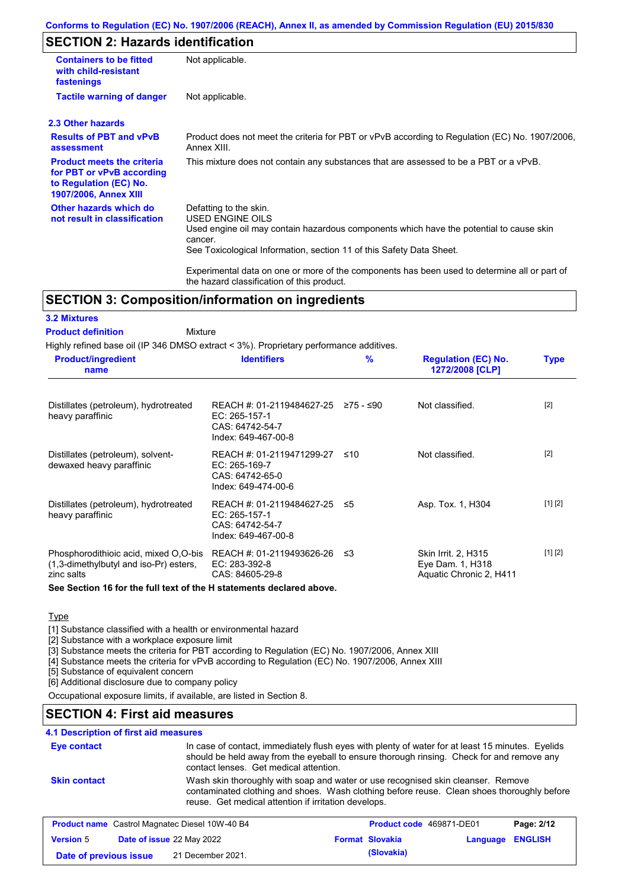## SECTION 2: Hazards identification

| | |
|---|---|
| **Containers to be fitted with child-resistant fastenings** | Not applicable. |
| **Tactile warning of danger** | Not applicable. |

### 2.3 Other hazards

| | |
|---|---|
| **Results of PBT and vPvB assessment** | Product does not meet the criteria for PBT or vPvB according to Regulation (EC) No. 1907/2006, Annex XIII. |
| **Product meets the criteria for PBT or vPvB according to Regulation (EC) No. 1907/2006, Annex XIII** | This mixture does not contain any substances that are assessed to be a PBT or a vPvB. |
| **Other hazards which do not result in classification** | Defatting to the skin.<br>USED ENGINE OILS<br>Used engine oil may contain hazardous components which have the potential to cause skin cancer.<br>See Toxicological Information, section 11 of this Safety Data Sheet.<br><br>Experimental data on one or more of the components has been used to determine all or part of the hazard classification of this product. |

## SECTION 3: Composition/information on ingredients

### 3.2 Mixtures

**Product definition** Mixture

Highly refined base oil (IP 346 DMSO extract < 3%). Proprietary performance additives.

| Product/ingredient name | Identifiers | % | Regulation (EC) No. 1272/2008 [CLP] | Type |
|---|---|---|---|---|
| Distillates (petroleum), hydrotreated heavy paraffinic | REACH #: 01-2119484627-25<br>EC: 265-157-1<br>CAS: 64742-54-7<br>Index: 649-467-00-8 | ≥75 - ≤90 | Not classified. | [2] |
| Distillates (petroleum), solvent-dewaxed heavy paraffinic | REACH #: 01-2119471299-27<br>EC: 265-169-7<br>CAS: 64742-65-0<br>Index: 649-474-00-6 | ≤10 | Not classified. | [2] |
| Distillates (petroleum), hydrotreated heavy paraffinic | REACH #: 01-2119484627-25<br>EC: 265-157-1<br>CAS: 64742-54-7<br>Index: 649-467-00-8 | ≤5 | Asp. Tox. 1, H304 | [1] [2] |
| Phosphorodithioic acid, mixed O,O-bis (1,3-dimethylbutyl and iso-Pr) esters, zinc salts | REACH #: 01-2119493626-26<br>EC: 283-392-8<br>CAS: 84605-29-8 | ≤3 | Skin Irrit. 2, H315<br>Eye Dam. 1, H318<br>Aquatic Chronic 2, H411 | [1] [2] |

**See Section 16 for the full text of the H statements declared above.**

Type

[1] Substance classified with a health or environmental hazard
[2] Substance with a workplace exposure limit
[3] Substance meets the criteria for PBT according to Regulation (EC) No. 1907/2006, Annex XIII
[4] Substance meets the criteria for vPvB according to Regulation (EC) No. 1907/2006, Annex XIII
[5] Substance of equivalent concern
[6] Additional disclosure due to company policy

Occupational exposure limits, if available, are listed in Section 8.

## SECTION 4: First aid measures

### 4.1 Description of first aid measures

| | |
|---|---|
| **Eye contact** | In case of contact, immediately flush eyes with plenty of water for at least 15 minutes. Eyelids should be held away from the eyeball to ensure thorough rinsing. Check for and remove any contact lenses. Get medical attention. |
| **Skin contact** | Wash skin thoroughly with soap and water or use recognised skin cleanser. Remove contaminated clothing and shoes. Wash clothing before reuse. Clean shoes thoroughly before reuse. Get medical attention if irritation develops. |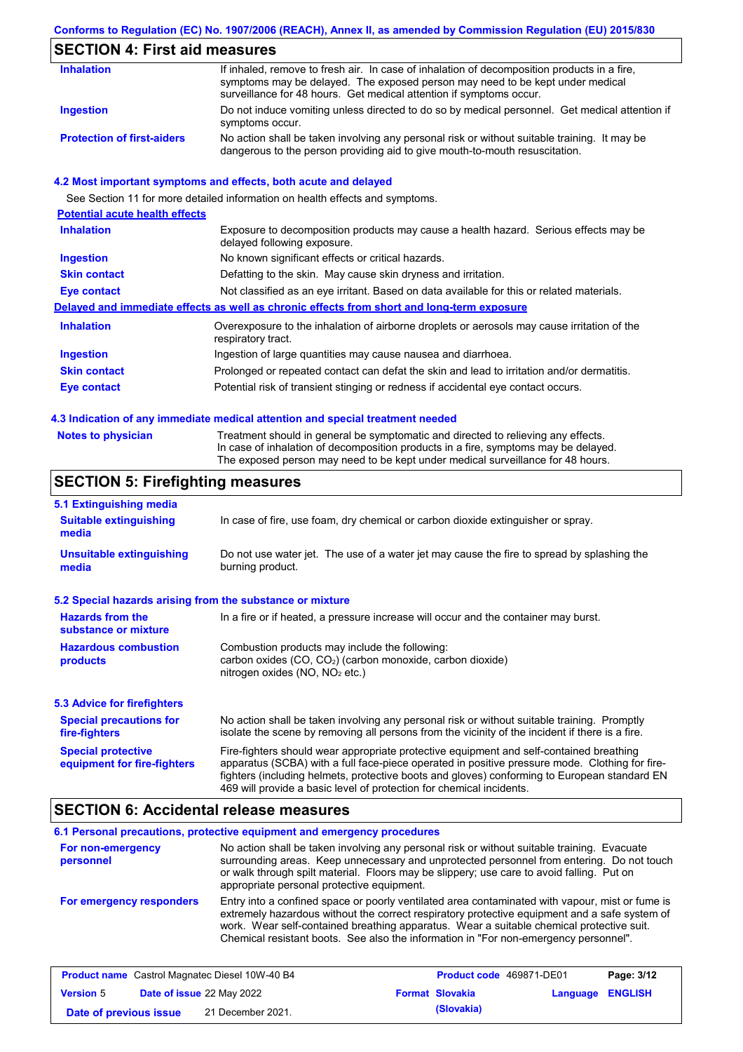## SECTION 4: First aid measures

| | |
|---|---|
| **Inhalation** | If inhaled, remove to fresh air. In case of inhalation of decomposition products in a fire, symptoms may be delayed. The exposed person may need to be kept under medical surveillance for 48 hours. Get medical attention if symptoms occur. |
| **Ingestion** | Do not induce vomiting unless directed to do so by medical personnel. Get medical attention if symptoms occur. |
| **Protection of first-aiders** | No action shall be taken involving any personal risk or without suitable training. It may be dangerous to the person providing aid to give mouth-to-mouth resuscitation. |

### 4.2 Most important symptoms and effects, both acute and delayed

See Section 11 for more detailed information on health effects and symptoms.

**Potential acute health effects**

| | |
|---|---|
| **Inhalation** | Exposure to decomposition products may cause a health hazard. Serious effects may be delayed following exposure. |
| **Ingestion** | No known significant effects or critical hazards. |
| **Skin contact** | Defatting to the skin. May cause skin dryness and irritation. |
| **Eye contact** | Not classified as an eye irritant. Based on data available for this or related materials. |

**Delayed and immediate effects as well as chronic effects from short and long-term exposure**

| | |
|---|---|
| **Inhalation** | Overexposure to the inhalation of airborne droplets or aerosols may cause irritation of the respiratory tract. |
| **Ingestion** | Ingestion of large quantities may cause nausea and diarrhoea. |
| **Skin contact** | Prolonged or repeated contact can defat the skin and lead to irritation and/or dermatitis. |
| **Eye contact** | Potential risk of transient stinging or redness if accidental eye contact occurs. |

### 4.3 Indication of any immediate medical attention and special treatment needed

| | |
|---|---|
| **Notes to physician** | Treatment should in general be symptomatic and directed to relieving any effects. In case of inhalation of decomposition products in a fire, symptoms may be delayed. The exposed person may need to be kept under medical surveillance for 48 hours. |

## SECTION 5: Firefighting measures

### 5.1 Extinguishing media

| | |
|---|---|
| **Suitable extinguishing media** | In case of fire, use foam, dry chemical or carbon dioxide extinguisher or spray. |
| **Unsuitable extinguishing media** | Do not use water jet. The use of a water jet may cause the fire to spread by splashing the burning product. |

### 5.2 Special hazards arising from the substance or mixture

| | |
|---|---|
| **Hazards from the substance or mixture** | In a fire or if heated, a pressure increase will occur and the container may burst. |
| **Hazardous combustion products** | Combustion products may include the following: carbon oxides (CO, $CO_2$) (carbon monoxide, carbon dioxide) nitrogen oxides (NO, $NO_2$ etc.) |

### 5.3 Advice for firefighters

| | |
|---|---|
| **Special precautions for fire-fighters** | No action shall be taken involving any personal risk or without suitable training. Promptly isolate the scene by removing all persons from the vicinity of the incident if there is a fire. |
| **Special protective equipment for fire-fighters** | Fire-fighters should wear appropriate protective equipment and self-contained breathing apparatus (SCBA) with a full face-piece operated in positive pressure mode. Clothing for fire-fighters (including helmets, protective boots and gloves) conforming to European standard EN 469 will provide a basic level of protection for chemical incidents. |

## SECTION 6: Accidental release measures

### 6.1 Personal precautions, protective equipment and emergency procedures

| | |
|---|---|
| **For non-emergency personnel** | No action shall be taken involving any personal risk or without suitable training. Evacuate surrounding areas. Keep unnecessary and unprotected personnel from entering. Do not touch or walk through spilt material. Floors may be slippery; use care to avoid falling. Put on appropriate personal protective equipment. |
| **For emergency responders** | Entry into a confined space or poorly ventilated area contaminated with vapour, mist or fume is extremely hazardous without the correct respiratory protective equipment and a safe system of work. Wear self-contained breathing apparatus. Wear a suitable chemical protective suit. Chemical resistant boots. See also the information in "For non-emergency personnel". |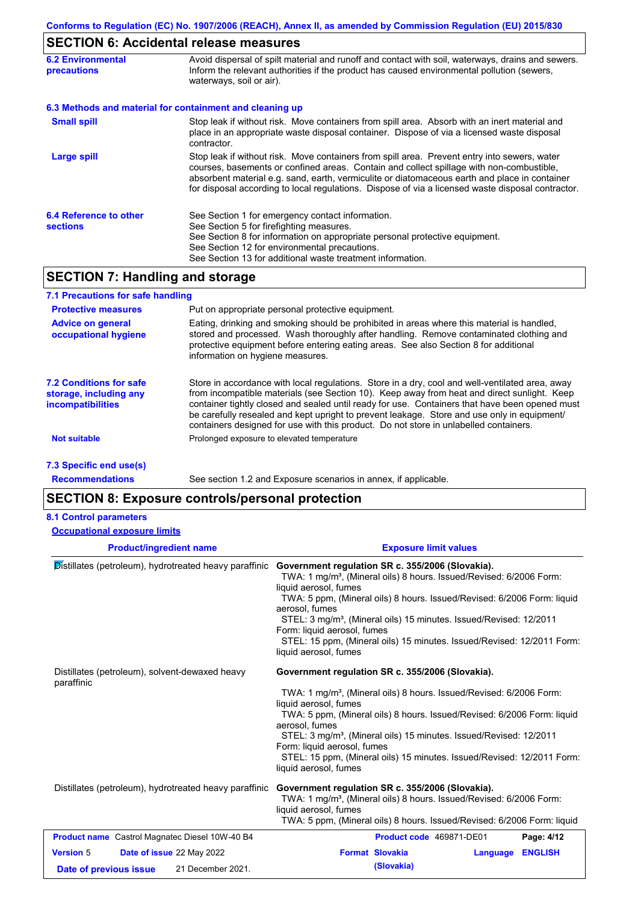## SECTION 6: Accidental release measures

**6.2 Environmental precautions**

Avoid dispersal of spilt material and runoff and contact with soil, waterways, drains and sewers. Inform the relevant authorities if the product has caused environmental pollution (sewers, waterways, soil or air).

### 6.3 Methods and material for containment and cleaning up

**Small spill**

Stop leak if without risk. Move containers from spill area. Absorb with an inert material and place in an appropriate waste disposal container. Dispose of via a licensed waste disposal contractor.

**Large spill**

Stop leak if without risk. Move containers from spill area. Prevent entry into sewers, water courses, basements or confined areas. Contain and collect spillage with non-combustible, absorbent material e.g. sand, earth, vermiculite or diatomaceous earth and place in container for disposal according to local regulations. Dispose of via a licensed waste disposal contractor.

**6.4 Reference to other sections**

See Section 1 for emergency contact information.
See Section 5 for firefighting measures.
See Section 8 for information on appropriate personal protective equipment.
See Section 12 for environmental precautions.
See Section 13 for additional waste treatment information.

## SECTION 7: Handling and storage

### 7.1 Precautions for safe handling

**Protective measures**

Put on appropriate personal protective equipment.

**Advice on general occupational hygiene**

Eating, drinking and smoking should be prohibited in areas where this material is handled, stored and processed. Wash thoroughly after handling. Remove contaminated clothing and protective equipment before entering eating areas. See also Section 8 for additional information on hygiene measures.

**7.2 Conditions for safe storage, including any incompatibilities**

Store in accordance with local regulations. Store in a dry, cool and well-ventilated area, away from incompatible materials (see Section 10). Keep away from heat and direct sunlight. Keep container tightly closed and sealed until ready for use. Containers that have been opened must be carefully resealed and kept upright to prevent leakage. Store and use only in equipment/containers designed for use with this product. Do not store in unlabelled containers.

**Not suitable**

Prolonged exposure to elevated temperature

### 7.3 Specific end use(s)

**Recommendations**

See section 1.2 and Exposure scenarios in annex, if applicable.

## SECTION 8: Exposure controls/personal protection

### 8.1 Control parameters

**Occupational exposure limits**

| Product/ingredient name | Exposure limit values |
|---|---|
| Distillates (petroleum), hydrotreated heavy paraffinic | **Government regulation SR c. 355/2006 (Slovakia).**<br>TWA: 1 mg/m³, (Mineral oils) 8 hours. Issued/Revised: 6/2006 Form: liquid aerosol, fumes<br>TWA: 5 ppm, (Mineral oils) 8 hours. Issued/Revised: 6/2006 Form: liquid aerosol, fumes<br>STEL: 3 mg/m³, (Mineral oils) 15 minutes. Issued/Revised: 12/2011 Form: liquid aerosol, fumes<br>STEL: 15 ppm, (Mineral oils) 15 minutes. Issued/Revised: 12/2011 Form: liquid aerosol, fumes |
| Distillates (petroleum), solvent-dewaxed heavy paraffinic | **Government regulation SR c. 355/2006 (Slovakia).**<br>TWA: 1 mg/m³, (Mineral oils) 8 hours. Issued/Revised: 6/2006 Form: liquid aerosol, fumes<br>TWA: 5 ppm, (Mineral oils) 8 hours. Issued/Revised: 6/2006 Form: liquid aerosol, fumes<br>STEL: 3 mg/m³, (Mineral oils) 15 minutes. Issued/Revised: 12/2011 Form: liquid aerosol, fumes<br>STEL: 15 ppm, (Mineral oils) 15 minutes. Issued/Revised: 12/2011 Form: liquid aerosol, fumes |
| Distillates (petroleum), hydrotreated heavy paraffinic | **Government regulation SR c. 355/2006 (Slovakia).**<br>TWA: 1 mg/m³, (Mineral oils) 8 hours. Issued/Revised: 6/2006 Form: liquid aerosol, fumes<br>TWA: 5 ppm, (Mineral oils) 8 hours. Issued/Revised: 6/2006 Form: liquid |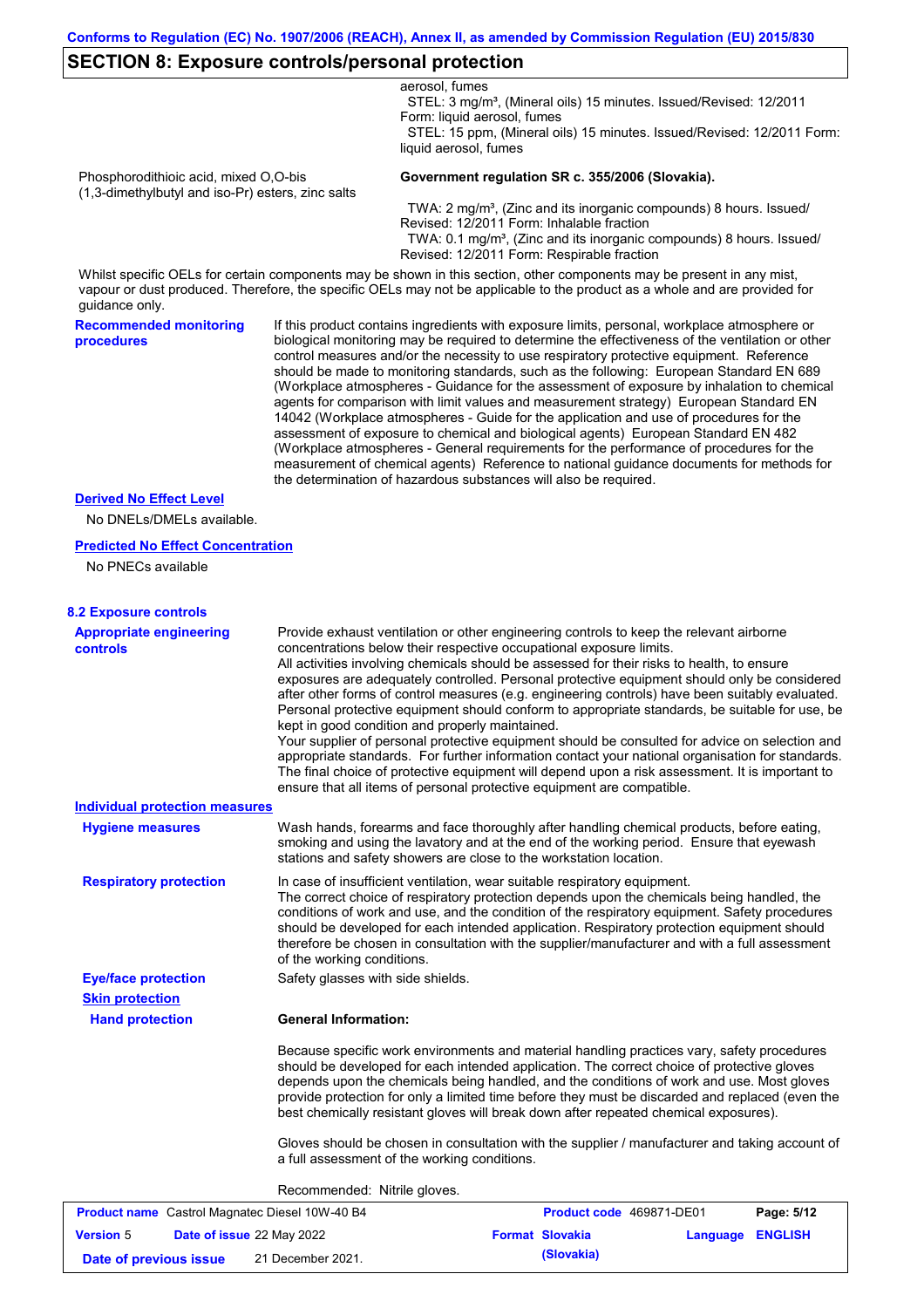## SECTION 8: Exposure controls/personal protection

| | |
|---|---|
| | aerosol, fumes<br>STEL: 3 mg/m³, (Mineral oils) 15 minutes. Issued/Revised: 12/2011 Form: liquid aerosol, fumes<br>STEL: 15 ppm, (Mineral oils) 15 minutes. Issued/Revised: 12/2011 Form: liquid aerosol, fumes |
| Phosphorodithioic acid, mixed O,O-bis (1,3-dimethylbutyl and iso-Pr) esters, zinc salts | **Government regulation SR c. 355/2006 (Slovakia).**<br>TWA: 2 mg/m³, (Zinc and its inorganic compounds) 8 hours. Issued/Revised: 12/2011 Form: Inhalable fraction<br>TWA: 0.1 mg/m³, (Zinc and its inorganic compounds) 8 hours. Issued/Revised: 12/2011 Form: Respirable fraction |

Whilst specific OELs for certain components may be shown in this section, other components may be present in any mist, vapour or dust produced. Therefore, the specific OELs may not be applicable to the product as a whole and are provided for guidance only.

**Recommended monitoring procedures**

If this product contains ingredients with exposure limits, personal, workplace atmosphere or biological monitoring may be required to determine the effectiveness of the ventilation or other control measures and/or the necessity to use respiratory protective equipment. Reference should be made to monitoring standards, such as the following: European Standard EN 689 (Workplace atmospheres - Guidance for the assessment of exposure by inhalation to chemical agents for comparison with limit values and measurement strategy) European Standard EN 14042 (Workplace atmospheres - Guide for the application and use of procedures for the assessment of exposure to chemical and biological agents) European Standard EN 482 (Workplace atmospheres - General requirements for the performance of procedures for the measurement of chemical agents) Reference to national guidance documents for methods for the determination of hazardous substances will also be required.

**Derived No Effect Level**

No DNELs/DMELs available.

**Predicted No Effect Concentration**

No PNECs available

### 8.2 Exposure controls

**Appropriate engineering controls**

Provide exhaust ventilation or other engineering controls to keep the relevant airborne concentrations below their respective occupational exposure limits.
All activities involving chemicals should be assessed for their risks to health, to ensure exposures are adequately controlled. Personal protective equipment should only be considered after other forms of control measures (e.g. engineering controls) have been suitably evaluated. Personal protective equipment should conform to appropriate standards, be suitable for use, be kept in good condition and properly maintained.
Your supplier of personal protective equipment should be consulted for advice on selection and appropriate standards. For further information contact your national organisation for standards.
The final choice of protective equipment will depend upon a risk assessment. It is important to ensure that all items of personal protective equipment are compatible.

**Individual protection measures**

**Hygiene measures**

Wash hands, forearms and face thoroughly after handling chemical products, before eating, smoking and using the lavatory and at the end of the working period. Ensure that eyewash stations and safety showers are close to the workstation location.

**Respiratory protection**

In case of insufficient ventilation, wear suitable respiratory equipment.
The correct choice of respiratory protection depends upon the chemicals being handled, the conditions of work and use, and the condition of the respiratory equipment. Safety procedures should be developed for each intended application. Respiratory protection equipment should therefore be chosen in consultation with the supplier/manufacturer and with a full assessment of the working conditions.

**Eye/face protection**

Safety glasses with side shields.

**Skin protection**

**Hand protection**

**General Information:**

Because specific work environments and material handling practices vary, safety procedures should be developed for each intended application. The correct choice of protective gloves depends upon the chemicals being handled, and the conditions of work and use. Most gloves provide protection for only a limited time before they must be discarded and replaced (even the best chemically resistant gloves will break down after repeated chemical exposures).

Gloves should be chosen in consultation with the supplier / manufacturer and taking account of a full assessment of the working conditions.

Recommended: Nitrile gloves.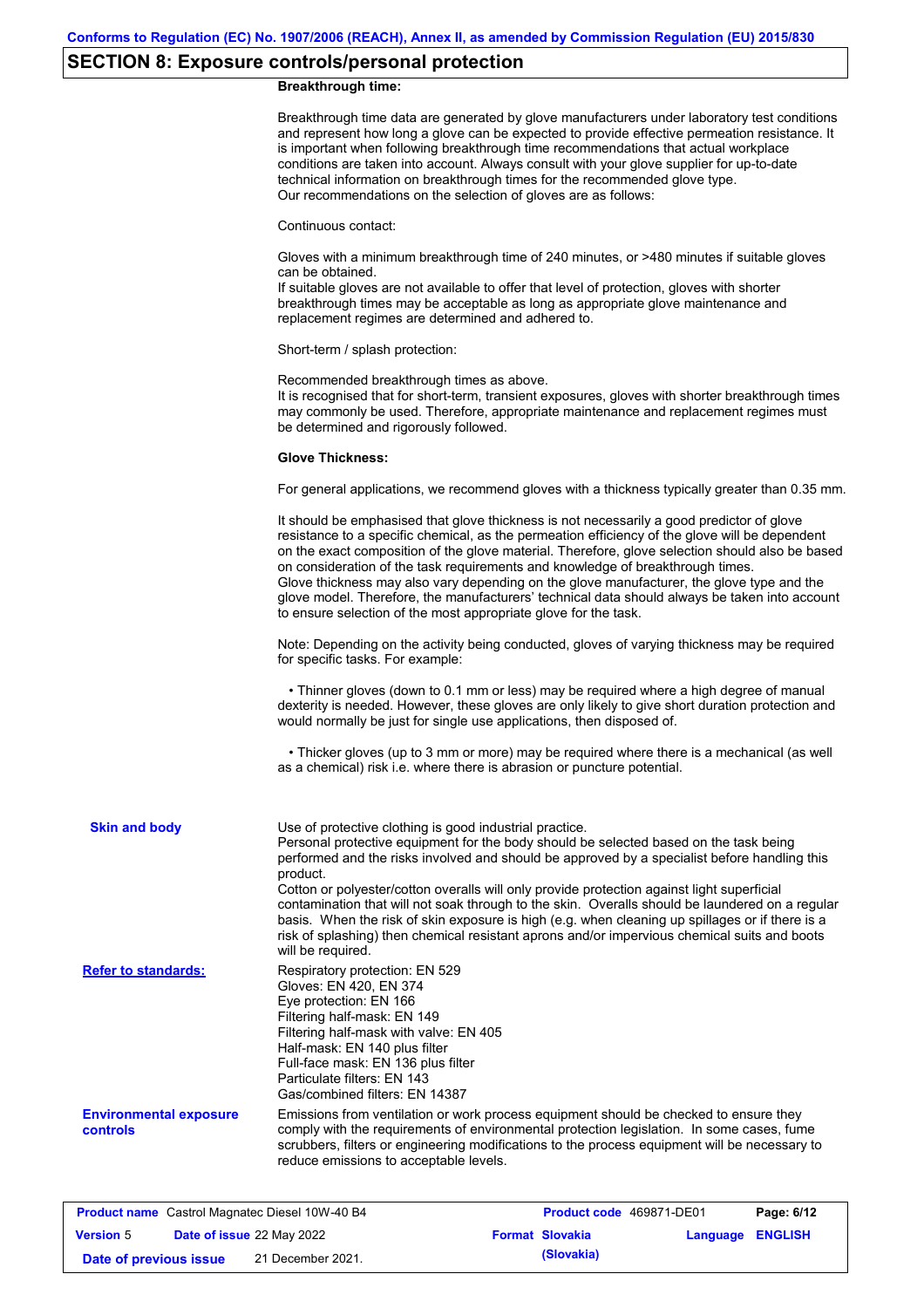## SECTION 8: Exposure controls/personal protection

**Breakthrough time:**

Breakthrough time data are generated by glove manufacturers under laboratory test conditions and represent how long a glove can be expected to provide effective permeation resistance. It is important when following breakthrough time recommendations that actual workplace conditions are taken into account. Always consult with your glove supplier for up-to-date technical information on breakthrough times for the recommended glove type.
Our recommendations on the selection of gloves are as follows:

Continuous contact:

Gloves with a minimum breakthrough time of 240 minutes, or >480 minutes if suitable gloves can be obtained.
If suitable gloves are not available to offer that level of protection, gloves with shorter breakthrough times may be acceptable as long as appropriate glove maintenance and replacement regimes are determined and adhered to.

Short-term / splash protection:

Recommended breakthrough times as above.
It is recognised that for short-term, transient exposures, gloves with shorter breakthrough times may commonly be used. Therefore, appropriate maintenance and replacement regimes must be determined and rigorously followed.

**Glove Thickness:**

For general applications, we recommend gloves with a thickness typically greater than 0.35 mm.

It should be emphasised that glove thickness is not necessarily a good predictor of glove resistance to a specific chemical, as the permeation efficiency of the glove will be dependent on the exact composition of the glove material. Therefore, glove selection should also be based on consideration of the task requirements and knowledge of breakthrough times.
Glove thickness may also vary depending on the glove manufacturer, the glove type and the glove model. Therefore, the manufacturers' technical data should always be taken into account to ensure selection of the most appropriate glove for the task.

Note: Depending on the activity being conducted, gloves of varying thickness may be required for specific tasks. For example:

- Thinner gloves (down to 0.1 mm or less) may be required where a high degree of manual dexterity is needed. However, these gloves are only likely to give short duration protection and would normally be just for single use applications, then disposed of.

- Thicker gloves (up to 3 mm or more) may be required where there is a mechanical (as well as a chemical) risk i.e. where there is abrasion or puncture potential.

**Skin and body**

Use of protective clothing is good industrial practice.
Personal protective equipment for the body should be selected based on the task being performed and the risks involved and should be approved by a specialist before handling this product.
Cotton or polyester/cotton overalls will only provide protection against light superficial contamination that will not soak through to the skin. Overalls should be laundered on a regular basis. When the risk of skin exposure is high (e.g. when cleaning up spillages or if there is a risk of splashing) then chemical resistant aprons and/or impervious chemical suits and boots will be required.

**Refer to standards:**

Respiratory protection: EN 529
Gloves: EN 420, EN 374
Eye protection: EN 166
Filtering half-mask: EN 149
Filtering half-mask with valve: EN 405
Half-mask: EN 140 plus filter
Full-face mask: EN 136 plus filter
Particulate filters: EN 143
Gas/combined filters: EN 14387

**Environmental exposure controls**

Emissions from ventilation or work process equipment should be checked to ensure they comply with the requirements of environmental protection legislation. In some cases, fume scrubbers, filters or engineering modifications to the process equipment will be necessary to reduce emissions to acceptable levels.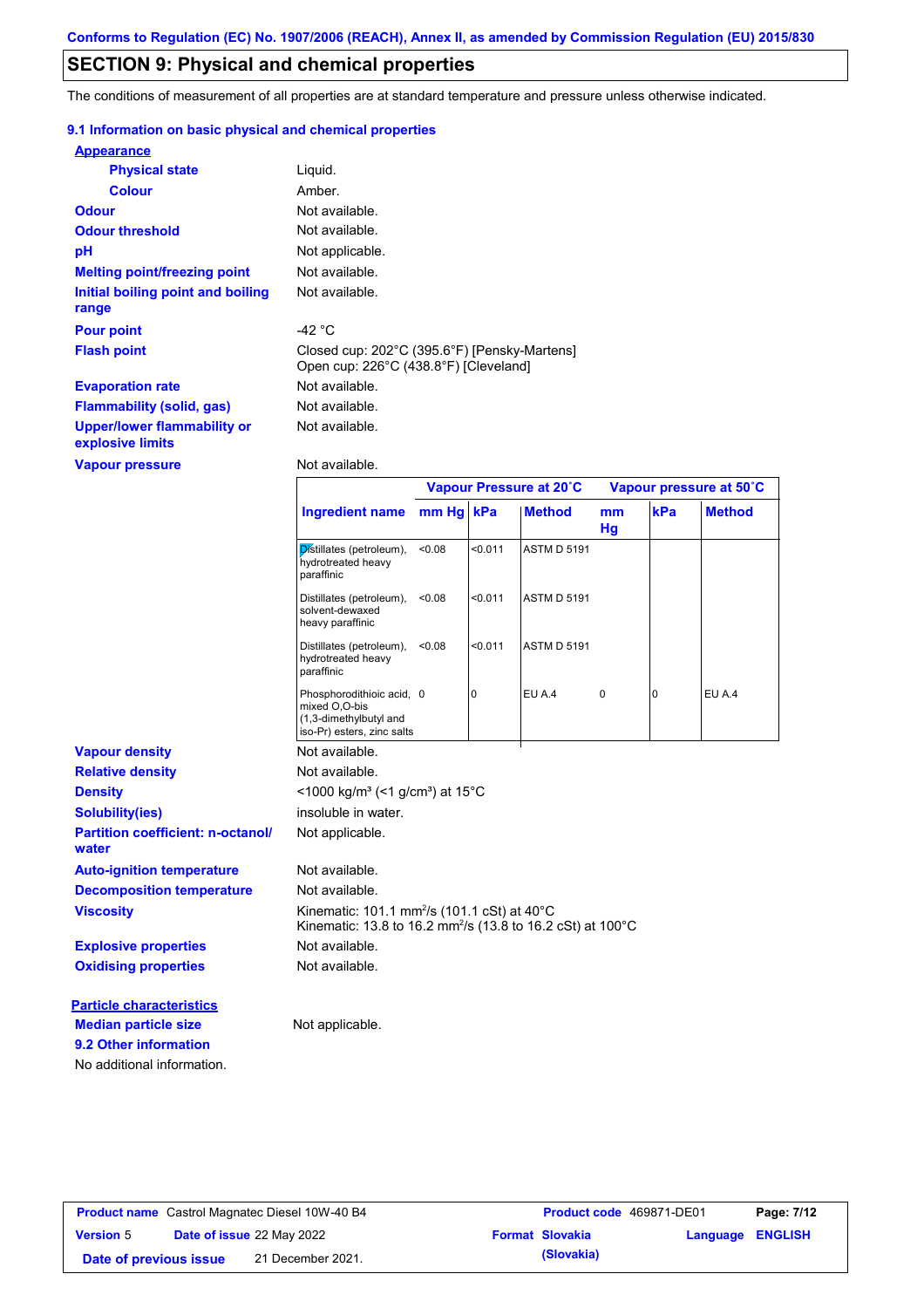Conforms to Regulation (EC) No. 1907/2006 (REACH), Annex II, as amended by Commission Regulation (EU) 2015/830

# SECTION 9: Physical and chemical properties

The conditions of measurement of all properties are at standard temperature and pressure unless otherwise indicated.

## 9.1 Information on basic physical and chemical properties

**Appearance**

| | |
|---|---|
| **Physical state** | Liquid. |
| **Colour** | Amber. |
| **Odour** | Not available. |
| **Odour threshold** | Not available. |
| **pH** | Not applicable. |
| **Melting point/freezing point** | Not available. |
| **Initial boiling point and boiling range** | Not available. |
| **Pour point** | -42 °C |
| **Flash point** | Closed cup: 202°C (395.6°F) [Pensky-Martens]<br>Open cup: 226°C (438.8°F) [Cleveland] |
| **Evaporation rate** | Not available. |
| **Flammability (solid, gas)** | Not available. |
| **Upper/lower flammability or explosive limits** | Not available. |
| **Vapour pressure** | Not available. |

| Ingredient name | Vapour Pressure at 20˚C | | | Vapour pressure at 50˚C | | |
|---|---|---|---|---|---|---|
| | mm Hg | kPa | Method | mm Hg | kPa | Method |
| Distillates (petroleum), hydrotreated heavy paraffinic | <0.08 | <0.011 | ASTM D 5191 | | | |
| Distillates (petroleum), solvent-dewaxed heavy paraffinic | <0.08 | <0.011 | ASTM D 5191 | | | |
| Distillates (petroleum), hydrotreated heavy paraffinic | <0.08 | <0.011 | ASTM D 5191 | | | |
| Phosphorodithioic acid, mixed O,O-bis (1,3-dimethylbutyl and iso-Pr) esters, zinc salts | 0 | 0 | EU A.4 | 0 | 0 | EU A.4 |

| | |
|---|---|
| **Vapour density** | Not available. |
| **Relative density** | Not available. |
| **Density** | <1000 kg/m³ (<1 g/cm³) at 15°C |
| **Solubility(ies)** | insoluble in water. |
| **Partition coefficient: n-octanol/water** | Not applicable. |
| **Auto-ignition temperature** | Not available. |
| **Decomposition temperature** | Not available. |
| **Viscosity** | Kinematic: 101.1 mm²/s (101.1 cSt) at 40°C<br>Kinematic: 13.8 to 16.2 mm²/s (13.8 to 16.2 cSt) at 100°C |
| **Explosive properties** | Not available. |
| **Oxidising properties** | Not available. |

**Particle characteristics**

| | |
|---|---|
| **Median particle size** | Not applicable. |

## 9.2 Other information

No additional information.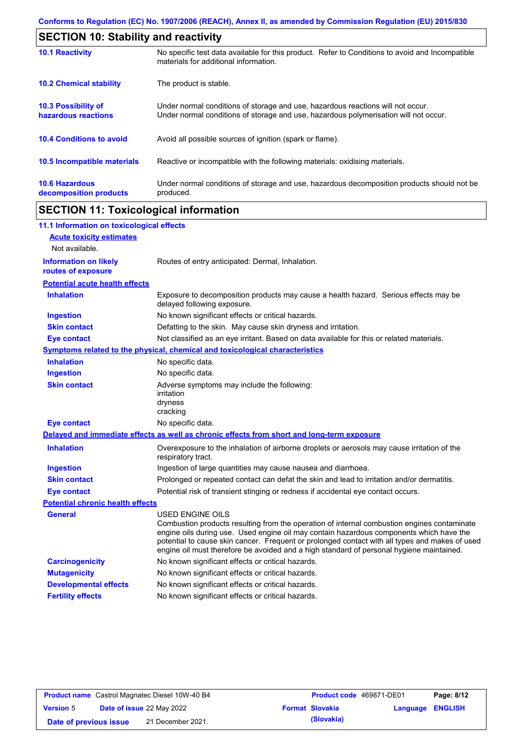## SECTION 10: Stability and reactivity

| | |
|---|---|
| **10.1 Reactivity** | No specific test data available for this product. Refer to Conditions to avoid and Incompatible materials for additional information. |
| **10.2 Chemical stability** | The product is stable. |
| **10.3 Possibility of hazardous reactions** | Under normal conditions of storage and use, hazardous reactions will not occur. Under normal conditions of storage and use, hazardous polymerisation will not occur. |
| **10.4 Conditions to avoid** | Avoid all possible sources of ignition (spark or flame). |
| **10.5 Incompatible materials** | Reactive or incompatible with the following materials: oxidising materials. |
| **10.6 Hazardous decomposition products** | Under normal conditions of storage and use, hazardous decomposition products should not be produced. |

## SECTION 11: Toxicological information

**11.1 Information on toxicological effects**

**Acute toxicity estimates**

Not available.

**Information on likely routes of exposure**: Routes of entry anticipated: Dermal, Inhalation.

**Potential acute health effects**

| | |
|---|---|
| **Inhalation** | Exposure to decomposition products may cause a health hazard. Serious effects may be delayed following exposure. |
| **Ingestion** | No known significant effects or critical hazards. |
| **Skin contact** | Defatting to the skin. May cause skin dryness and irritation. |
| **Eye contact** | Not classified as an eye irritant. Based on data available for this or related materials. |

**Symptoms related to the physical, chemical and toxicological characteristics**

| | |
|---|---|
| **Inhalation** | No specific data. |
| **Ingestion** | No specific data. |
| **Skin contact** | Adverse symptoms may include the following: irritation dryness cracking |
| **Eye contact** | No specific data. |

**Delayed and immediate effects as well as chronic effects from short and long-term exposure**

| | |
|---|---|
| **Inhalation** | Overexposure to the inhalation of airborne droplets or aerosols may cause irritation of the respiratory tract. |
| **Ingestion** | Ingestion of large quantities may cause nausea and diarrhoea. |
| **Skin contact** | Prolonged or repeated contact can defat the skin and lead to irritation and/or dermatitis. |
| **Eye contact** | Potential risk of transient stinging or redness if accidental eye contact occurs. |

**Potential chronic health effects**

| | |
|---|---|
| **General** | USED ENGINE OILS Combustion products resulting from the operation of internal combustion engines contaminate engine oils during use. Used engine oil may contain hazardous components which have the potential to cause skin cancer. Frequent or prolonged contact with all types and makes of used engine oil must therefore be avoided and a high standard of personal hygiene maintained. |
| **Carcinogenicity** | No known significant effects or critical hazards. |
| **Mutagenicity** | No known significant effects or critical hazards. |
| **Developmental effects** | No known significant effects or critical hazards. |
| **Fertility effects** | No known significant effects or critical hazards. |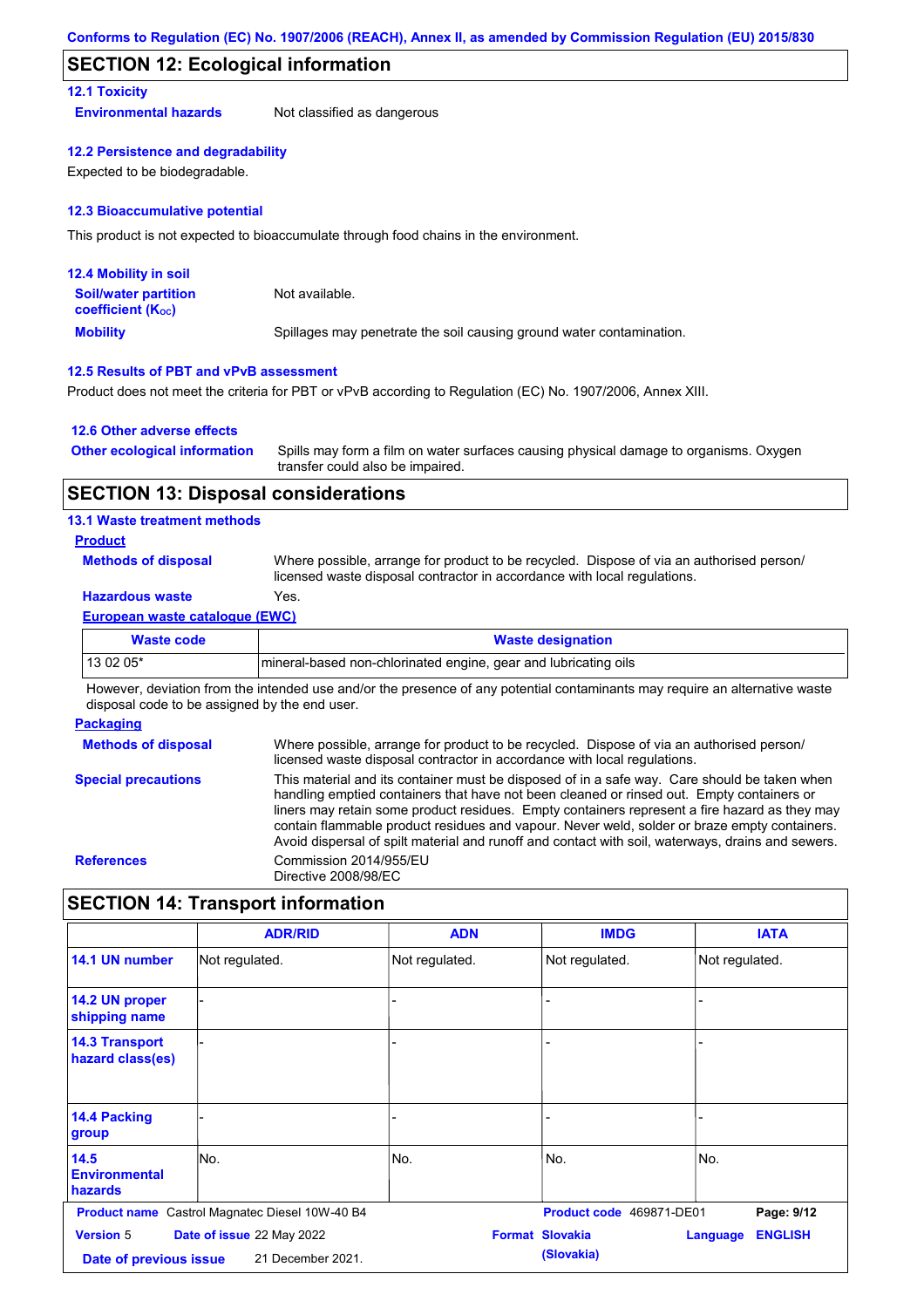## SECTION 12: Ecological information

### 12.1 Toxicity

**Environmental hazards** Not classified as dangerous

### 12.2 Persistence and degradability

Expected to be biodegradable.

### 12.3 Bioaccumulative potential

This product is not expected to bioaccumulate through food chains in the environment.

### 12.4 Mobility in soil

**Soil/water partition coefficient ($K_{OC}$)** Not available.

**Mobility** Spillages may penetrate the soil causing ground water contamination.

### 12.5 Results of PBT and vPvB assessment

Product does not meet the criteria for PBT or vPvB according to Regulation (EC) No. 1907/2006, Annex XIII.

### 12.6 Other adverse effects

**Other ecological information** Spills may form a film on water surfaces causing physical damage to organisms. Oxygen transfer could also be impaired.

## SECTION 13: Disposal considerations

### 13.1 Waste treatment methods

**Product**

**Methods of disposal** Where possible, arrange for product to be recycled. Dispose of via an authorised person/ licensed waste disposal contractor in accordance with local regulations.

**Hazardous waste** Yes.

**European waste catalogue (EWC)**

| Waste code | Waste designation |
|---|---|
| 13 02 05* | mineral-based non-chlorinated engine, gear and lubricating oils |

However, deviation from the intended use and/or the presence of any potential contaminants may require an alternative waste disposal code to be assigned by the end user.

**Packaging**

**Methods of disposal** Where possible, arrange for product to be recycled. Dispose of via an authorised person/ licensed waste disposal contractor in accordance with local regulations.

**Special precautions** This material and its container must be disposed of in a safe way. Care should be taken when handling emptied containers that have not been cleaned or rinsed out. Empty containers or liners may retain some product residues. Empty containers represent a fire hazard as they may contain flammable product residues and vapour. Never weld, solder or braze empty containers. Avoid dispersal of spilt material and runoff and contact with soil, waterways, drains and sewers.

**References** Commission 2014/955/EU
Directive 2008/98/EC

## SECTION 14: Transport information

| | ADR/RID | ADN | IMDG | IATA |
|---|---|---|---|---|
| 14.1 UN number | Not regulated. | Not regulated. | Not regulated. | Not regulated. |
| 14.2 UN proper shipping name | - | - | - | - |
| 14.3 Transport hazard class(es) | - | - | - | - |
| 14.4 Packing group | - | - | - | - |
| 14.5 Environmental hazards | No. | No. | No. | No. |

**Product name** Castrol Magnatec Diesel 10W-40 B4 **Product code** 469871-DE01
**Version** 5 **Date of issue** 22 May 2022 **Format** Slovakia (Slovakia) **Language** ENGLISH
**Date of previous issue** 21 December 2021.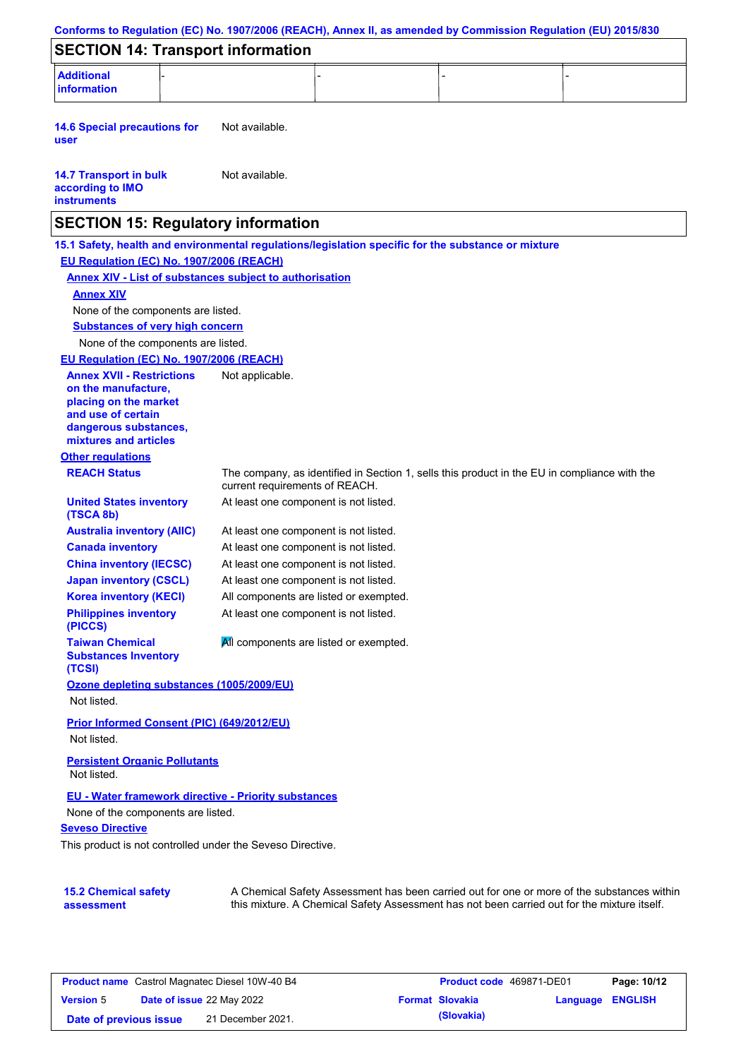Conforms to Regulation (EC) No. 1907/2006 (REACH), Annex II, as amended by Commission Regulation (EU) 2015/830

## SECTION 14: Transport information

| Additional information | - | - | - | - |
|---|---|---|---|---|

**14.6 Special precautions for user** Not available.

**14.7 Transport in bulk according to IMO instruments** Not available.

## SECTION 15: Regulatory information

**15.1 Safety, health and environmental regulations/legislation specific for the substance or mixture**

**EU Regulation (EC) No. 1907/2006 (REACH)**

**Annex XIV - List of substances subject to authorisation**

**Annex XIV**

None of the components are listed.

**Substances of very high concern**

None of the components are listed.

**EU Regulation (EC) No. 1907/2006 (REACH)**

**Annex XVII - Restrictions on the manufacture, placing on the market and use of certain dangerous substances, mixtures and articles** Not applicable.

**Other regulations**

**REACH Status** The company, as identified in Section 1, sells this product in the EU in compliance with the current requirements of REACH.

**United States inventory (TSCA 8b)** At least one component is not listed.

**Australia inventory (AIIC)** At least one component is not listed.

**Canada inventory** At least one component is not listed.

**China inventory (IECSC)** At least one component is not listed.

**Japan inventory (CSCL)** At least one component is not listed.

**Korea inventory (KECI)** All components are listed or exempted.

**Philippines inventory (PICCS)** At least one component is not listed.

**Taiwan Chemical Substances Inventory (TCSI)** All components are listed or exempted.

**Ozone depleting substances (1005/2009/EU)**

Not listed.

**Prior Informed Consent (PIC) (649/2012/EU)**

Not listed.

**Persistent Organic Pollutants**

Not listed.

**EU - Water framework directive - Priority substances**

None of the components are listed.

**Seveso Directive**

This product is not controlled under the Seveso Directive.

**15.2 Chemical safety assessment** A Chemical Safety Assessment has been carried out for one or more of the substances within this mixture. A Chemical Safety Assessment has not been carried out for the mixture itself.

| **Product name** Castrol Magnatec Diesel 10W-40 B4 | **Product code** 469871-DE01 | **Page:** 10/12 |
|---|---|---|
| **Version** 5 **Date of issue** 22 May 2022 | **Format** Slovakia (Slovakia) | **Language** ENGLISH |
| **Date of previous issue** 21 December 2021. | | |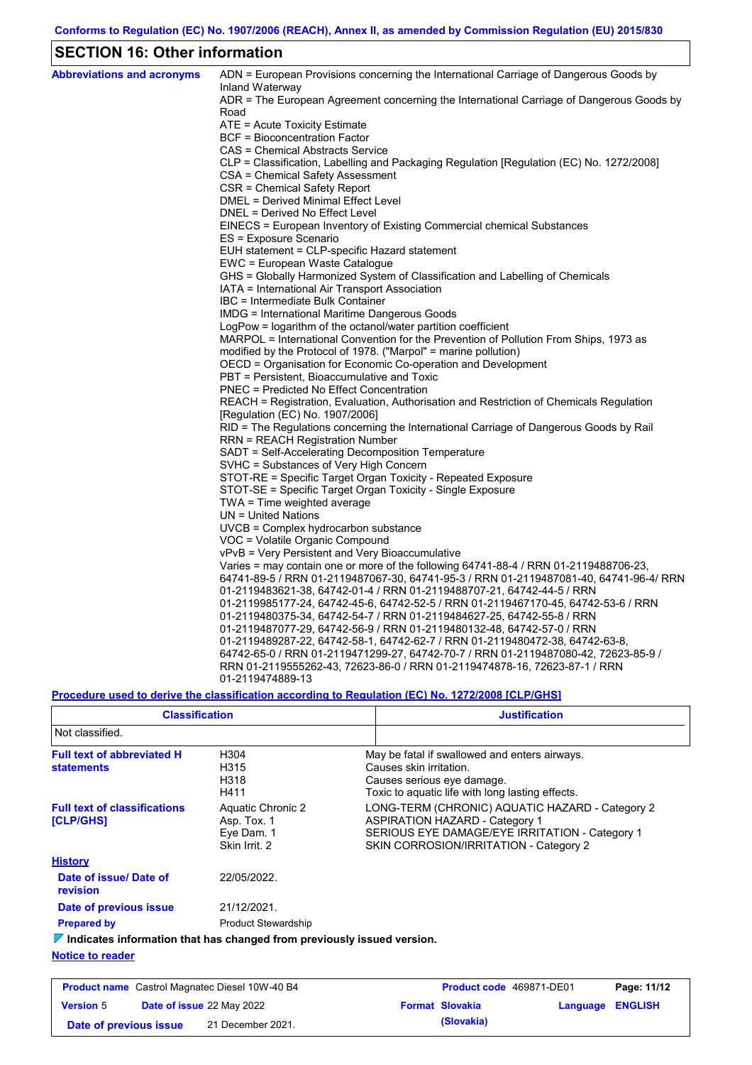## SECTION 16: Other information

**Abbreviations and acronyms**

ADN = European Provisions concerning the International Carriage of Dangerous Goods by Inland Waterway
ADR = The European Agreement concerning the International Carriage of Dangerous Goods by Road
ATE = Acute Toxicity Estimate
BCF = Bioconcentration Factor
CAS = Chemical Abstracts Service
CLP = Classification, Labelling and Packaging Regulation [Regulation (EC) No. 1272/2008]
CSA = Chemical Safety Assessment
CSR = Chemical Safety Report
DMEL = Derived Minimal Effect Level
DNEL = Derived No Effect Level
EINECS = European Inventory of Existing Commercial chemical Substances
ES = Exposure Scenario
EUH statement = CLP-specific Hazard statement
EWC = European Waste Catalogue
GHS = Globally Harmonized System of Classification and Labelling of Chemicals
IATA = International Air Transport Association
IBC = Intermediate Bulk Container
IMDG = International Maritime Dangerous Goods
LogPow = logarithm of the octanol/water partition coefficient
MARPOL = International Convention for the Prevention of Pollution From Ships, 1973 as modified by the Protocol of 1978. ("Marpol" = marine pollution)
OECD = Organisation for Economic Co-operation and Development
PBT = Persistent, Bioaccumulative and Toxic
PNEC = Predicted No Effect Concentration
REACH = Registration, Evaluation, Authorisation and Restriction of Chemicals Regulation [Regulation (EC) No. 1907/2006]
RID = The Regulations concerning the International Carriage of Dangerous Goods by Rail
RRN = REACH Registration Number
SADT = Self-Accelerating Decomposition Temperature
SVHC = Substances of Very High Concern
STOT-RE = Specific Target Organ Toxicity - Repeated Exposure
STOT-SE = Specific Target Organ Toxicity - Single Exposure
TWA = Time weighted average
UN = United Nations
UVCB = Complex hydrocarbon substance
VOC = Volatile Organic Compound
vPvB = Very Persistent and Very Bioaccumulative
Varies = may contain one or more of the following 64741-88-4 / RRN 01-2119488706-23, 64741-89-5 / RRN 01-2119487067-30, 64741-95-3 / RRN 01-2119487081-40, 64741-96-4/ RRN 01-2119483621-38, 64742-01-4 / RRN 01-2119488707-21, 64742-44-5 / RRN 01-2119985177-24, 64742-45-6, 64742-52-5 / RRN 01-2119467170-45, 64742-53-6 / RRN 01-2119480375-34, 64742-54-7 / RRN 01-2119484627-25, 64742-55-8 / RRN 01-2119487077-29, 64742-56-9 / RRN 01-2119480132-48, 64742-57-0 / RRN 01-2119489287-22, 64742-58-1, 64742-62-7 / RRN 01-2119480472-38, 64742-63-8, 64742-65-0 / RRN 01-2119471299-27, 64742-70-7 / RRN 01-2119487080-42, 72623-85-9 / RRN 01-2119555262-43, 72623-86-0 / RRN 01-2119474878-16, 72623-87-1 / RRN 01-2119474889-13

**Procedure used to derive the classification according to Regulation (EC) No. 1272/2008 [CLP/GHS]**

| Classification | Justification |
|---|---|
| Not classified. | |

**Full text of abbreviated H statements**

| | |
|---|---|
| H304 | May be fatal if swallowed and enters airways. |
| H315 | Causes skin irritation. |
| H318 | Causes serious eye damage. |
| H411 | Toxic to aquatic life with long lasting effects. |

**Full text of classifications [CLP/GHS]**

| | |
|---|---|
| Aquatic Chronic 2 | LONG-TERM (CHRONIC) AQUATIC HAZARD - Category 2 |
| Asp. Tox. 1 | ASPIRATION HAZARD - Category 1 |
| Eye Dam. 1 | SERIOUS EYE DAMAGE/EYE IRRITATION - Category 1 |
| Skin Irrit. 2 | SKIN CORROSION/IRRITATION - Category 2 |

**History**

**Date of issue/ Date of revision**: 22/05/2022.

**Date of previous issue**: 21/12/2021.

**Prepared by**: Product Stewardship

**Indicates information that has changed from previously issued version.**

**Notice to reader**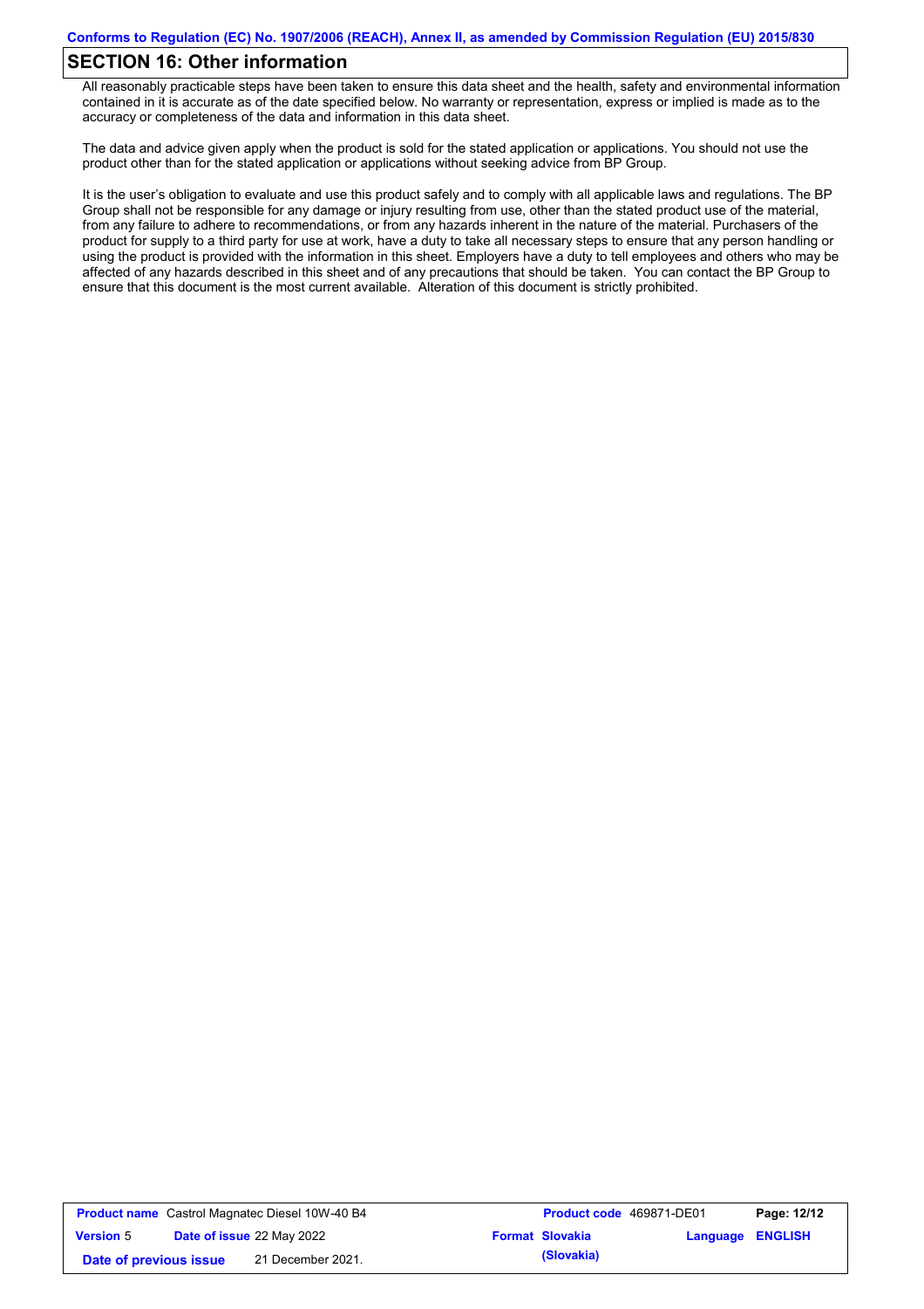## SECTION 16: Other information

All reasonably practicable steps have been taken to ensure this data sheet and the health, safety and environmental information contained in it is accurate as of the date specified below. No warranty or representation, express or implied is made as to the accuracy or completeness of the data and information in this data sheet.

The data and advice given apply when the product is sold for the stated application or applications. You should not use the product other than for the stated application or applications without seeking advice from BP Group.

It is the user's obligation to evaluate and use this product safely and to comply with all applicable laws and regulations. The BP Group shall not be responsible for any damage or injury resulting from use, other than the stated product use of the material, from any failure to adhere to recommendations, or from any hazards inherent in the nature of the material. Purchasers of the product for supply to a third party for use at work, have a duty to take all necessary steps to ensure that any person handling or using the product is provided with the information in this sheet. Employers have a duty to tell employees and others who may be affected of any hazards described in this sheet and of any precautions that should be taken. You can contact the BP Group to ensure that this document is the most current available. Alteration of this document is strictly prohibited.